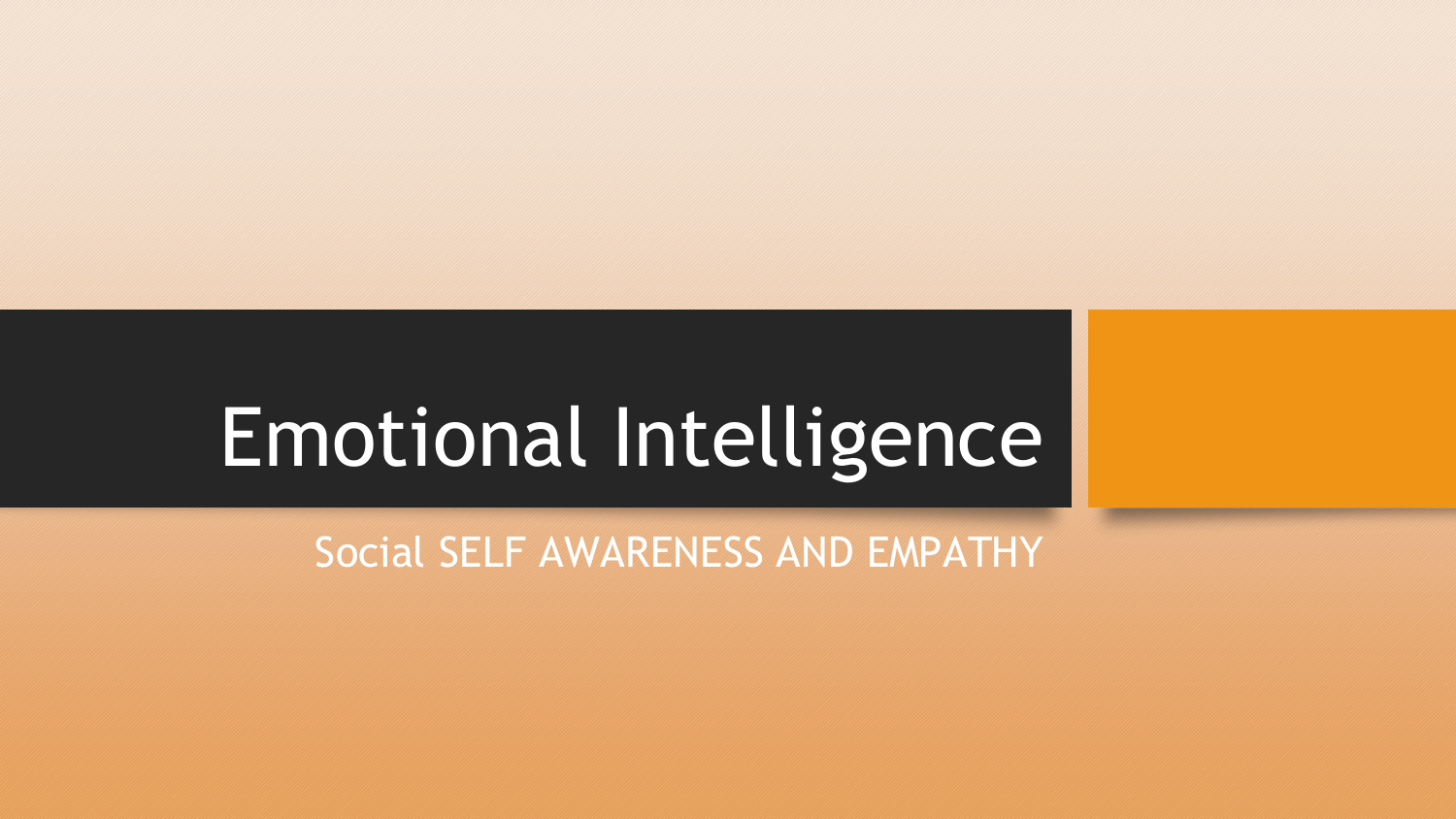# Emotional Intelligence

Social SELF AWARENESS AND EMPATHY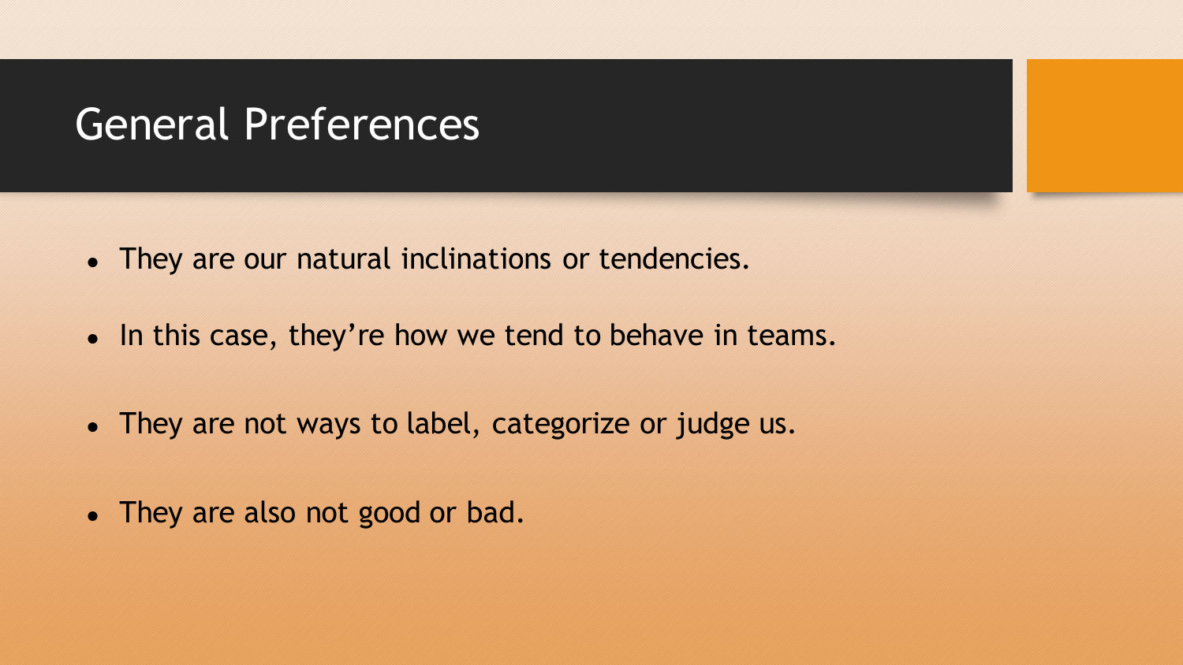# General Preferences

- They are our natural inclinations or tendencies.
- In this case, they're how we tend to behave in teams.
- They are not ways to label, categorize or judge us.
- They are also not good or bad.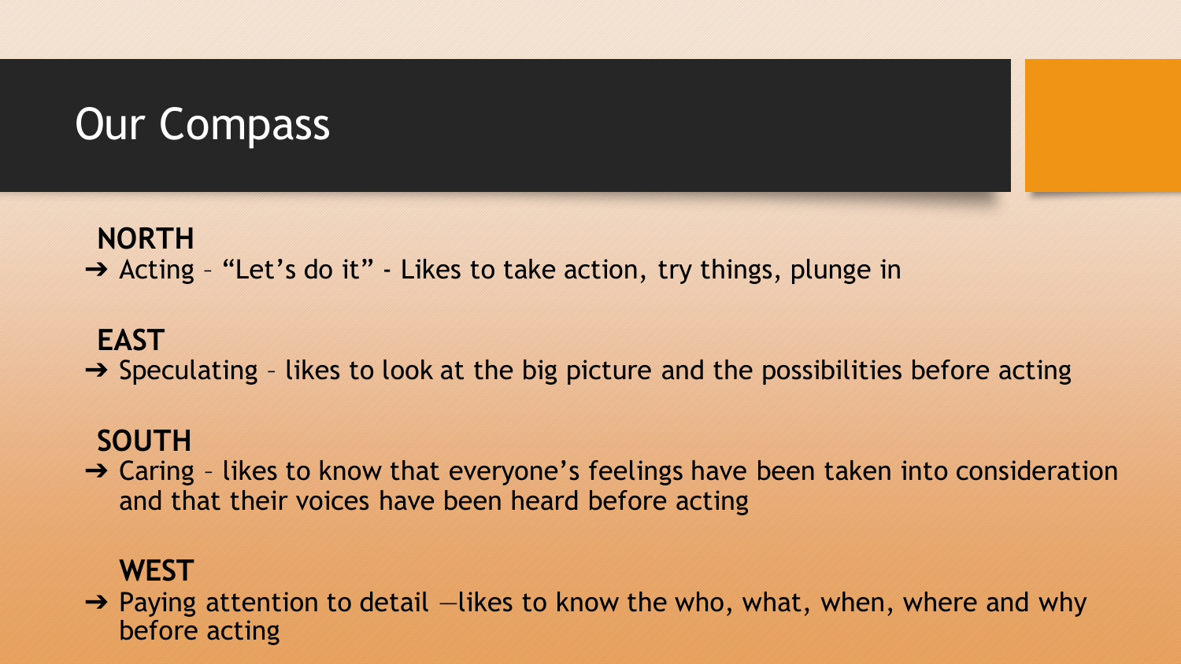# Our Compass

**NORTH**

- Acting – "Let's do it" - Likes to take action, try things, plunge in

**EAST**

- Speculating – likes to look at the big picture and the possibilities before acting

**SOUTH**

- Caring – likes to know that everyone's feelings have been taken into consideration and that their voices have been heard before acting

**WEST**

- Paying attention to detail —likes to know the who, what, when, where and why before acting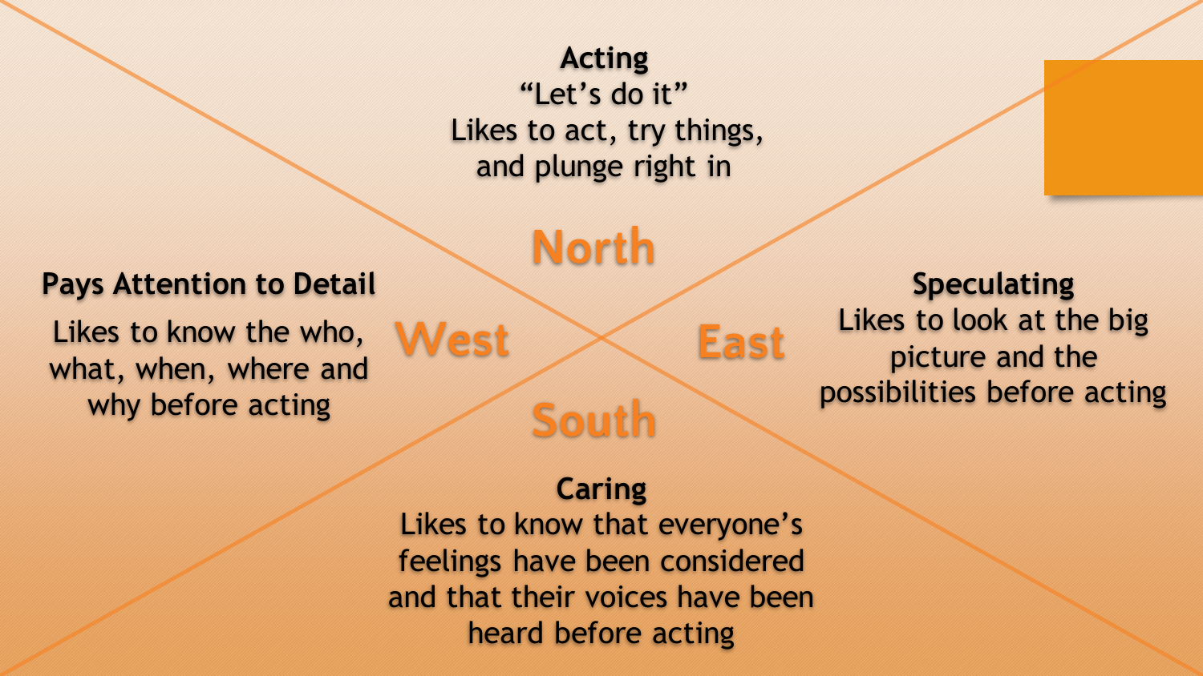## North

**Acting**

"Let's do it"

Likes to act, try things, and plunge right in

## West

**Pays Attention to Detail**

Likes to know the who, what, when, where and why before acting

## East

**Speculating**

Likes to look at the big picture and the possibilities before acting

## South

**Caring**

Likes to know that everyone's feelings have been considered and that their voices have been heard before acting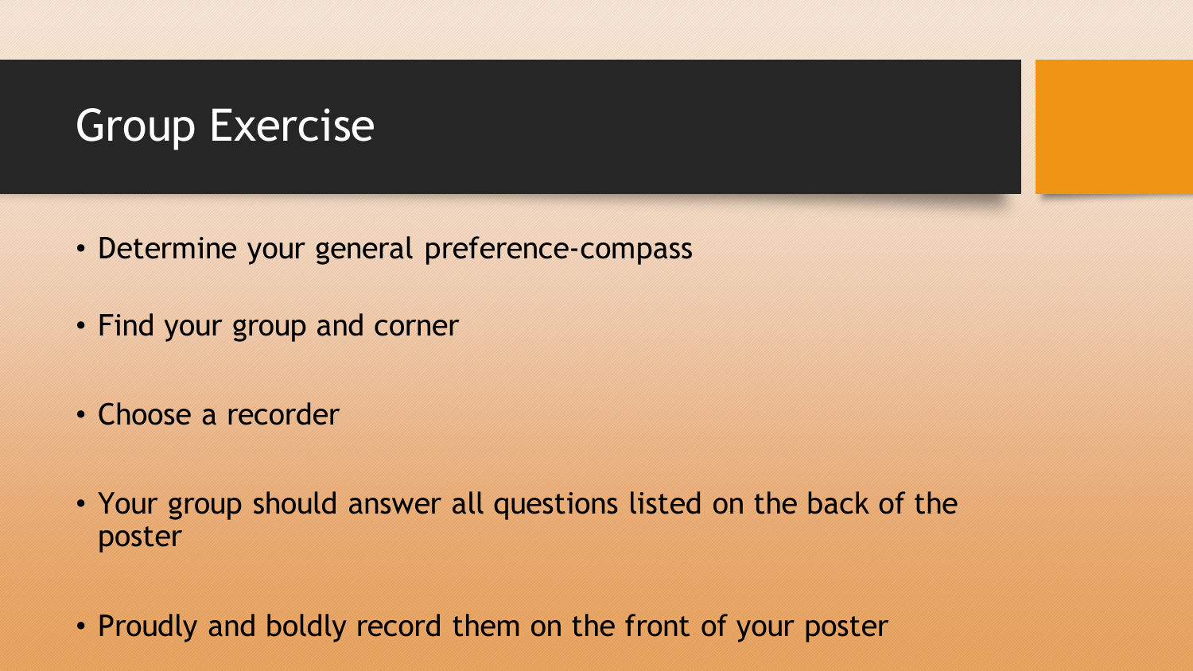# Group Exercise

- Determine your general preference-compass
- Find your group and corner
- Choose a recorder
- Your group should answer all questions listed on the back of the poster
- Proudly and boldly record them on the front of your poster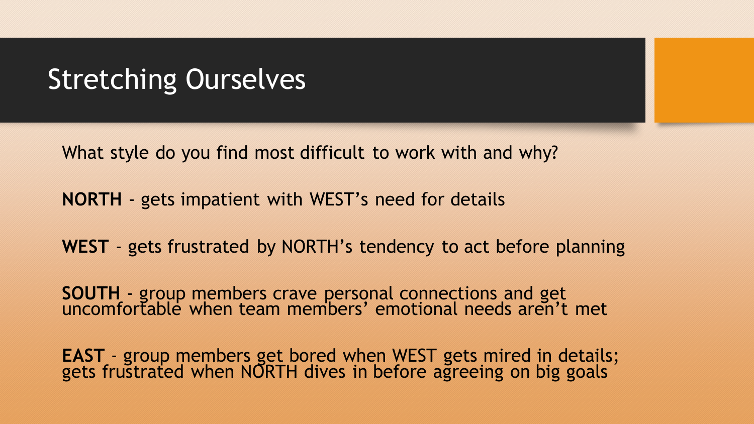# Stretching Ourselves

What style do you find most difficult to work with and why?

**NORTH** - gets impatient with WEST's need for details

**WEST** - gets frustrated by NORTH's tendency to act before planning

**SOUTH** - group members crave personal connections and get uncomfortable when team members' emotional needs aren't met

**EAST** - group members get bored when WEST gets mired in details; gets frustrated when NORTH dives in before agreeing on big goals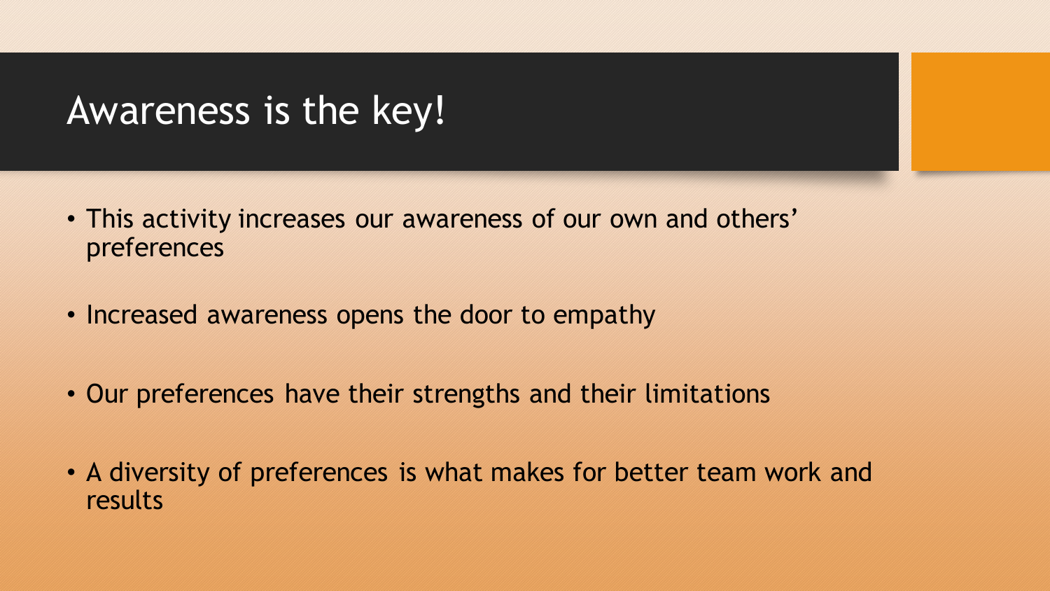# Awareness is the key!

- This activity increases our awareness of our own and others' preferences
- Increased awareness opens the door to empathy
- Our preferences have their strengths and their limitations
- A diversity of preferences is what makes for better team work and results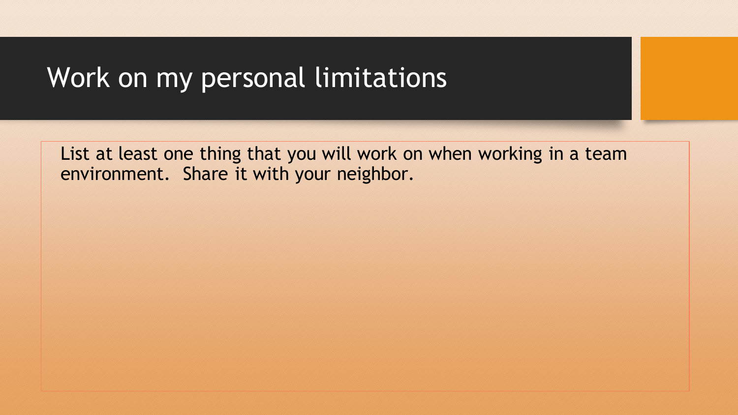# Work on my personal limitations

List at least one thing that you will work on when working in a team environment. Share it with your neighbor.